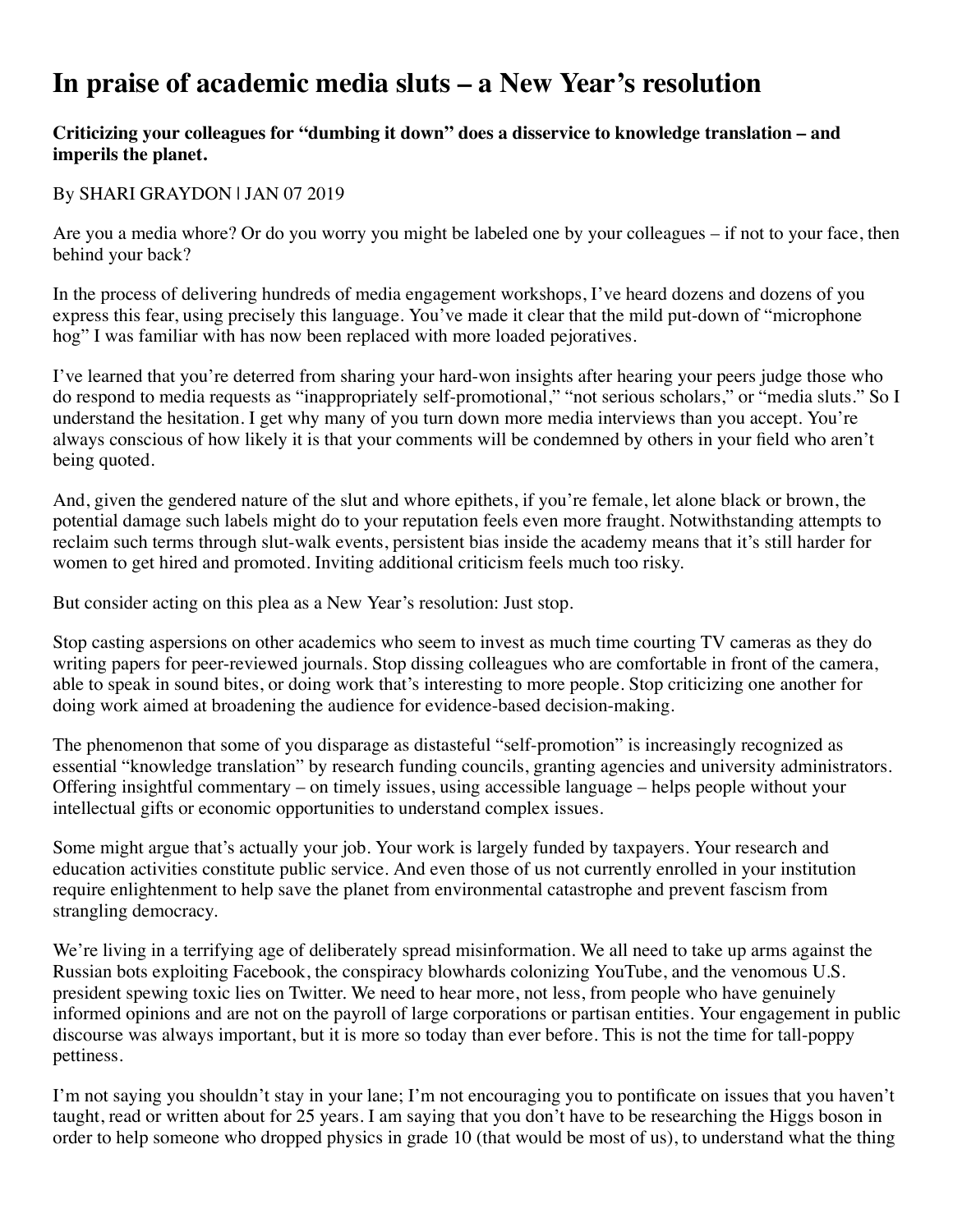# In praise of academic media sluts – a New Year's resolution

**Criticizing your colleagues for "dumbing it down" does a disservice to knowledge translation – and imperils the planet.**

By SHARI GRAYDON | JAN 07 2019

Are you a media whore? Or do you worry you might be labeled one by your colleagues – if not to your face, then behind your back?

In the process of delivering hundreds of media engagement workshops, I've heard dozens and dozens of you express this fear, using precisely this language. You've made it clear that the mild put-down of "microphone hog" I was familiar with has now been replaced with more loaded pejoratives.

I've learned that you're deterred from sharing your hard-won insights after hearing your peers judge those who do respond to media requests as "inappropriately self-promotional," "not serious scholars," or "media sluts." So I understand the hesitation. I get why many of you turn down more media interviews than you accept. You're always conscious of how likely it is that your comments will be condemned by others in your field who aren't being quoted.

And, given the gendered nature of the slut and whore epithets, if you're female, let alone black or brown, the potential damage such labels might do to your reputation feels even more fraught. Notwithstanding attempts to reclaim such terms through slut-walk events, persistent bias inside the academy means that it's still harder for women to get hired and promoted. Inviting additional criticism feels much too risky.

But consider acting on this plea as a New Year's resolution: Just stop.

Stop casting aspersions on other academics who seem to invest as much time courting TV cameras as they do writing papers for peer-reviewed journals. Stop dissing colleagues who are comfortable in front of the camera, able to speak in sound bites, or doing work that's interesting to more people. Stop criticizing one another for doing work aimed at broadening the audience for evidence-based decision-making.

The phenomenon that some of you disparage as distasteful "self-promotion" is increasingly recognized as essential "knowledge translation" by research funding councils, granting agencies and university administrators. Offering insightful commentary – on timely issues, using accessible language – helps people without your intellectual gifts or economic opportunities to understand complex issues.

Some might argue that's actually your job. Your work is largely funded by taxpayers. Your research and education activities constitute public service. And even those of us not currently enrolled in your institution require enlightenment to help save the planet from environmental catastrophe and prevent fascism from strangling democracy.

We're living in a terrifying age of deliberately spread misinformation. We all need to take up arms against the Russian bots exploiting Facebook, the conspiracy blowhards colonizing YouTube, and the venomous U.S. president spewing toxic lies on Twitter. We need to hear more, not less, from people who have genuinely informed opinions and are not on the payroll of large corporations or partisan entities. Your engagement in public discourse was always important, but it is more so today than ever before. This is not the time for tall-poppy pettiness.

I'm not saying you shouldn't stay in your lane; I'm not encouraging you to pontificate on issues that you haven't taught, read or written about for 25 years. I am saying that you don't have to be researching the Higgs boson in order to help someone who dropped physics in grade 10 (that would be most of us), to understand what the thing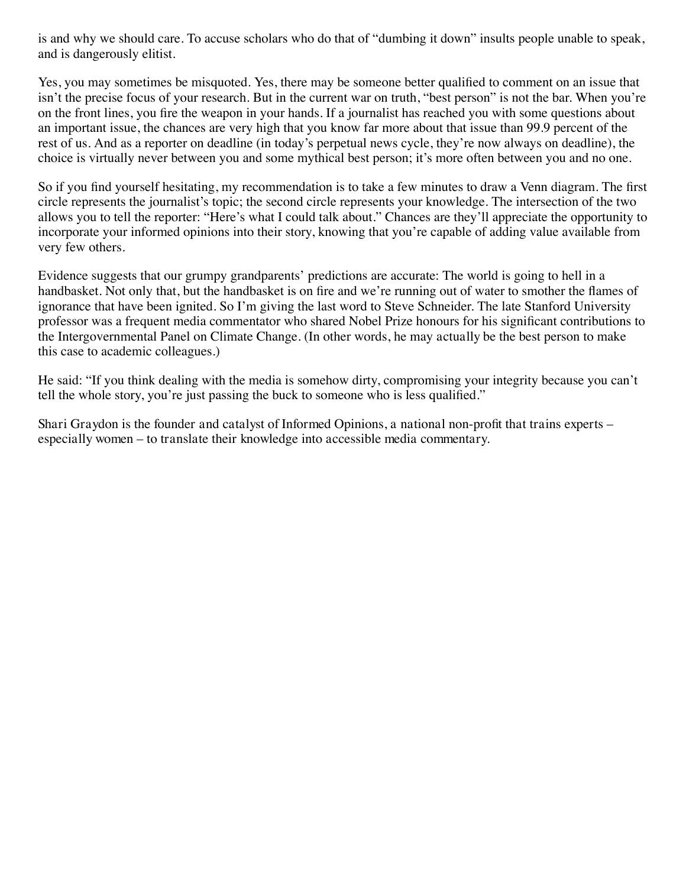is and why we should care. To accuse scholars who do that of "dumbing it down" insults people unable to speak, and is dangerously elitist.

Yes, you may sometimes be misquoted. Yes, there may be someone better qualified to comment on an issue that isn't the precise focus of your research. But in the current war on truth, "best person" is not the bar. When you're on the front lines, you fire the weapon in your hands. If a journalist has reached you with some questions about an important issue, the chances are very high that you know far more about that issue than 99.9 percent of the rest of us. And as a reporter on deadline (in today's perpetual news cycle, they're now always on deadline), the choice is virtually never between you and some mythical best person; it's more often between you and no one.

So if you find yourself hesitating, my recommendation is to take a few minutes to draw a Venn diagram. The first circle represents the journalist's topic; the second circle represents your knowledge. The intersection of the two allows you to tell the reporter: "Here's what I could talk about." Chances are they'll appreciate the opportunity to incorporate your informed opinions into their story, knowing that you're capable of adding value available from very few others.

Evidence suggests that our grumpy grandparents' predictions are accurate: The world is going to hell in a handbasket. Not only that, but the handbasket is on fire and we're running out of water to smother the flames of ignorance that have been ignited. So I'm giving the last word to Steve Schneider. The late Stanford University professor was a frequent media commentator who shared Nobel Prize honours for his significant contributions to the Intergovernmental Panel on Climate Change. (In other words, he may actually be the best person to make this case to academic colleagues.)

He said: "If you think dealing with the media is somehow dirty, compromising your integrity because you can't tell the whole story, you're just passing the buck to someone who is less qualified."

Shari Graydon is the founder and catalyst of Informed Opinions, a national non-profit that trains experts – especially women – to translate their knowledge into accessible media commentary.